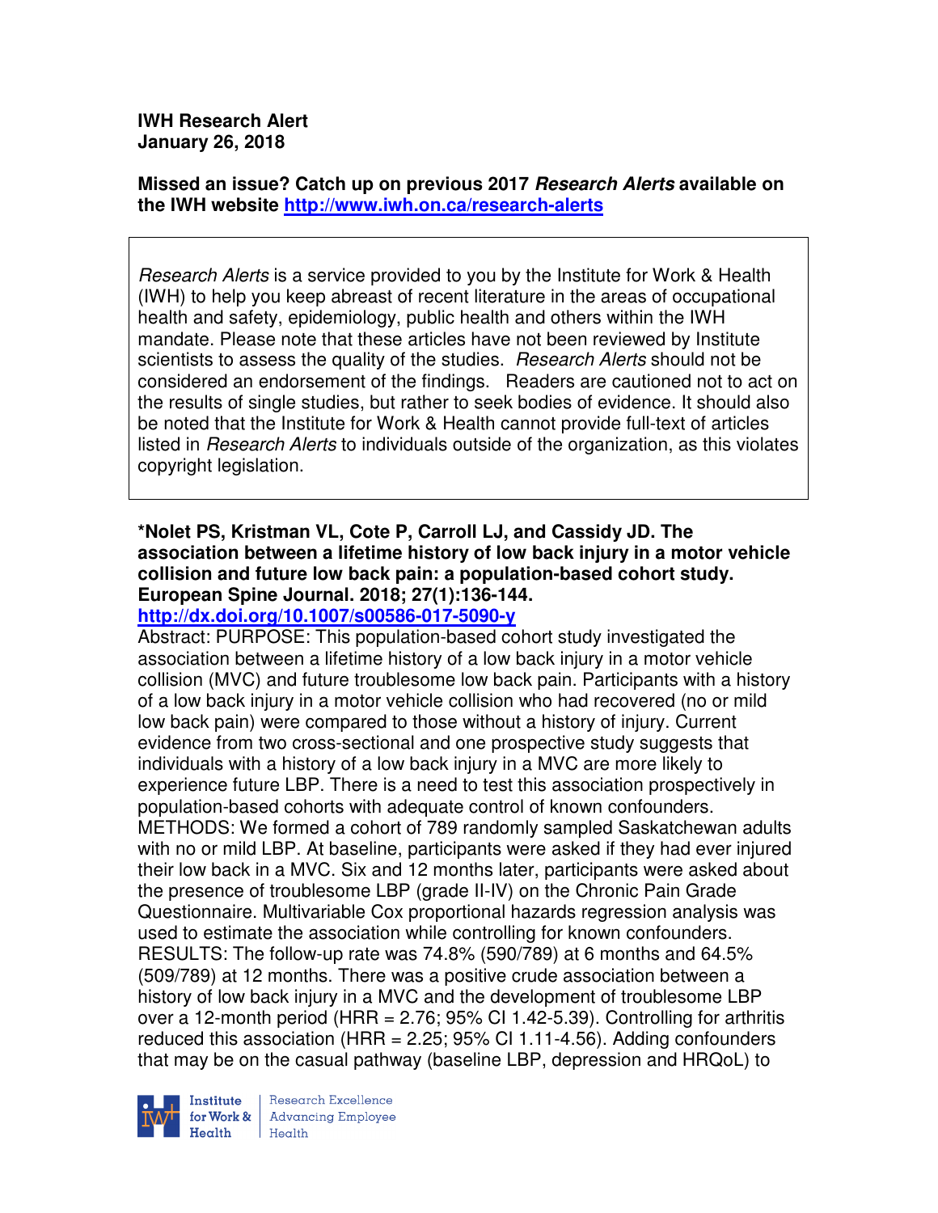**IWH Research Alert**
**January 26, 2018**

**Missed an issue? Catch up on previous 2017 *Research Alerts* available on the IWH website [http://www.iwh.on.ca/research-alerts](http://www.iwh.on.ca/research-alerts)**

> *Research Alerts* is a service provided to you by the Institute for Work & Health (IWH) to help you keep abreast of recent literature in the areas of occupational health and safety, epidemiology, public health and others within the IWH mandate. Please note that these articles have not been reviewed by Institute scientists to assess the quality of the studies. *Research Alerts* should not be considered an endorsement of the findings. Readers are cautioned not to act on the results of single studies, but rather to seek bodies of evidence. It should also be noted that the Institute for Work & Health cannot provide full-text of articles listed in *Research Alerts* to individuals outside of the organization, as this violates copyright legislation.

**\*Nolet PS, Kristman VL, Cote P, Carroll LJ, and Cassidy JD. The association between a lifetime history of low back injury in a motor vehicle collision and future low back pain: a population-based cohort study. European Spine Journal. 2018; 27(1):136-144.**
[http://dx.doi.org/10.1007/s00586-017-5090-y](http://dx.doi.org/10.1007/s00586-017-5090-y)

Abstract: PURPOSE: This population-based cohort study investigated the association between a lifetime history of a low back injury in a motor vehicle collision (MVC) and future troublesome low back pain. Participants with a history of a low back injury in a motor vehicle collision who had recovered (no or mild low back pain) were compared to those without a history of injury. Current evidence from two cross-sectional and one prospective study suggests that individuals with a history of a low back injury in a MVC are more likely to experience future LBP. There is a need to test this association prospectively in population-based cohorts with adequate control of known confounders. METHODS: We formed a cohort of 789 randomly sampled Saskatchewan adults with no or mild LBP. At baseline, participants were asked if they had ever injured their low back in a MVC. Six and 12 months later, participants were asked about the presence of troublesome LBP (grade II-IV) on the Chronic Pain Grade Questionnaire. Multivariable Cox proportional hazards regression analysis was used to estimate the association while controlling for known confounders. RESULTS: The follow-up rate was 74.8% (590/789) at 6 months and 64.5% (509/789) at 12 months. There was a positive crude association between a history of low back injury in a MVC and the development of troublesome LBP over a 12-month period (HRR = 2.76; 95% CI 1.42-5.39). Controlling for arthritis reduced this association (HRR = 2.25; 95% CI 1.11-4.56). Adding confounders that may be on the casual pathway (baseline LBP, depression and HRQoL) to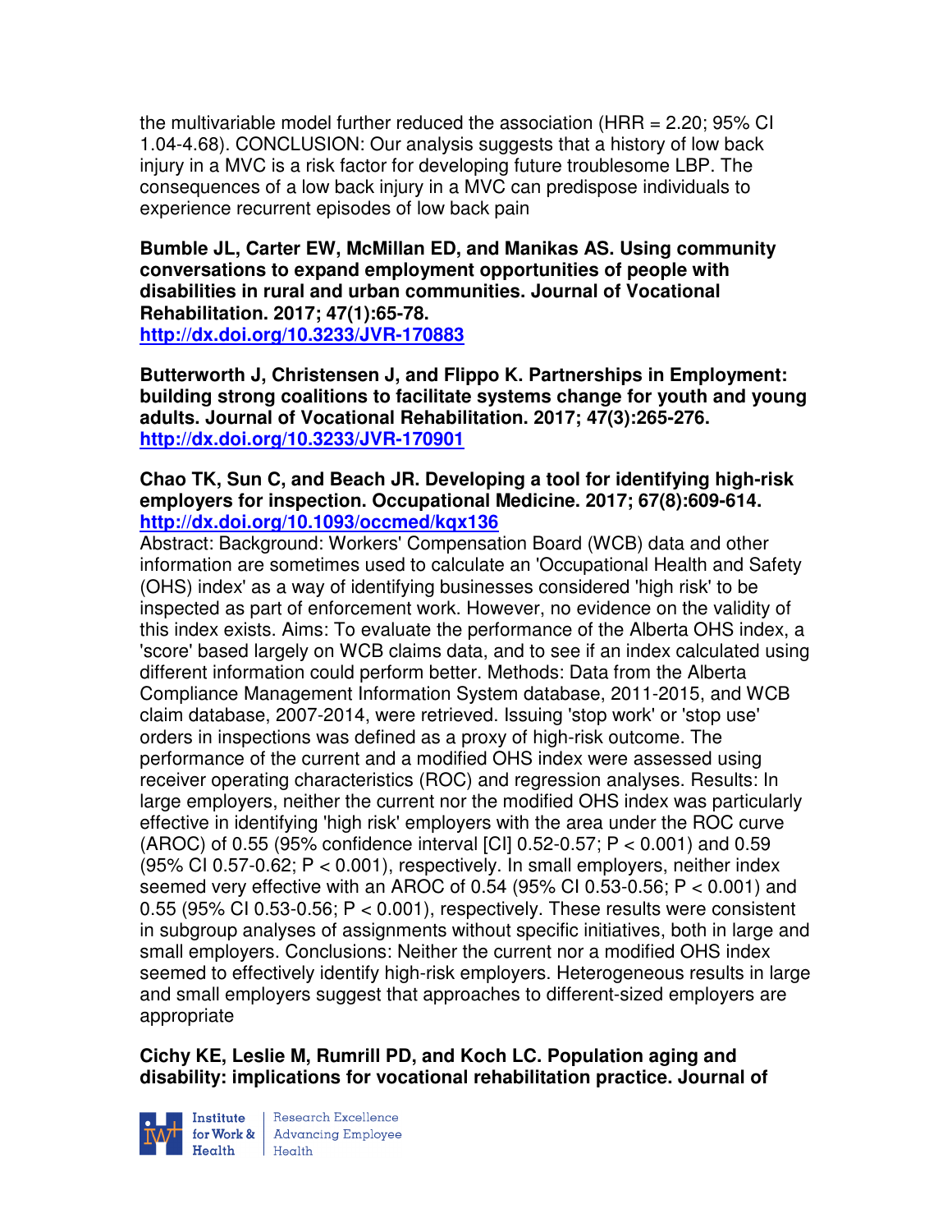the multivariable model further reduced the association (HRR = 2.20; 95% CI 1.04-4.68). CONCLUSION: Our analysis suggests that a history of low back injury in a MVC is a risk factor for developing future troublesome LBP. The consequences of a low back injury in a MVC can predispose individuals to experience recurrent episodes of low back pain

**Bumble JL, Carter EW, McMillan ED, and Manikas AS. Using community conversations to expand employment opportunities of people with disabilities in rural and urban communities. Journal of Vocational Rehabilitation. 2017; 47(1):65-78.**
**http://dx.doi.org/10.3233/JVR-170883**

**Butterworth J, Christensen J, and Flippo K. Partnerships in Employment: building strong coalitions to facilitate systems change for youth and young adults. Journal of Vocational Rehabilitation. 2017; 47(3):265-276.**
**http://dx.doi.org/10.3233/JVR-170901**

**Chao TK, Sun C, and Beach JR. Developing a tool for identifying high-risk employers for inspection. Occupational Medicine. 2017; 67(8):609-614.**
**http://dx.doi.org/10.1093/occmed/kqx136**
Abstract: Background: Workers' Compensation Board (WCB) data and other information are sometimes used to calculate an 'Occupational Health and Safety (OHS) index' as a way of identifying businesses considered 'high risk' to be inspected as part of enforcement work. However, no evidence on the validity of this index exists. Aims: To evaluate the performance of the Alberta OHS index, a 'score' based largely on WCB claims data, and to see if an index calculated using different information could perform better. Methods: Data from the Alberta Compliance Management Information System database, 2011-2015, and WCB claim database, 2007-2014, were retrieved. Issuing 'stop work' or 'stop use' orders in inspections was defined as a proxy of high-risk outcome. The performance of the current and a modified OHS index were assessed using receiver operating characteristics (ROC) and regression analyses. Results: In large employers, neither the current nor the modified OHS index was particularly effective in identifying 'high risk' employers with the area under the ROC curve (AROC) of 0.55 (95% confidence interval [CI] 0.52-0.57; $P < 0.001$) and 0.59 (95% CI 0.57-0.62; $P < 0.001$), respectively. In small employers, neither index seemed very effective with an AROC of 0.54 (95% CI 0.53-0.56; $P < 0.001$) and 0.55 (95% CI 0.53-0.56; $P < 0.001$), respectively. These results were consistent in subgroup analyses of assignments without specific initiatives, both in large and small employers. Conclusions: Neither the current nor a modified OHS index seemed to effectively identify high-risk employers. Heterogeneous results in large and small employers suggest that approaches to different-sized employers are appropriate

**Cichy KE, Leslie M, Rumrill PD, and Koch LC. Population aging and disability: implications for vocational rehabilitation practice. Journal of**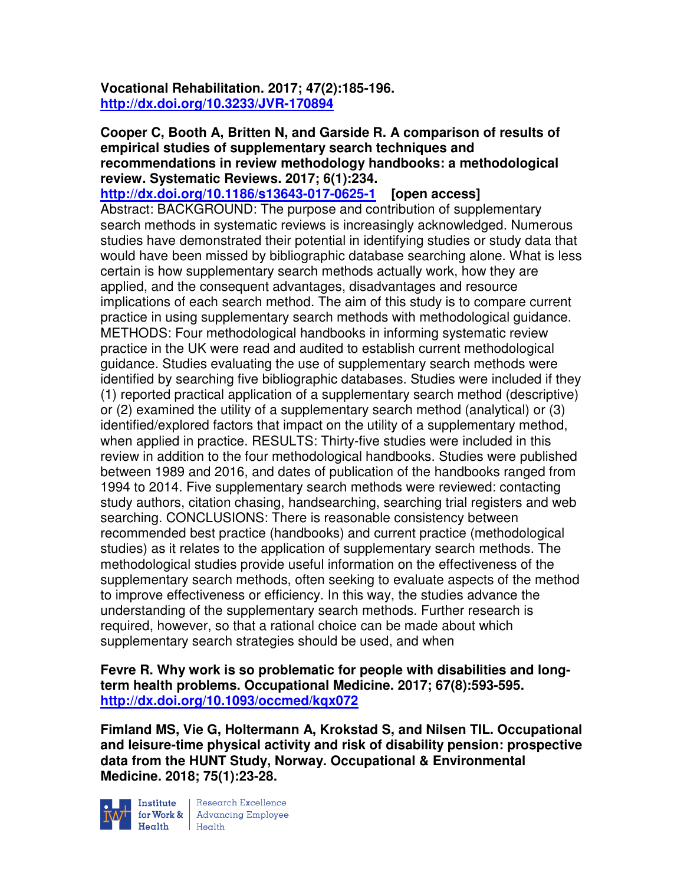**Vocational Rehabilitation. 2017; 47(2):185-196.**
**http://dx.doi.org/10.3233/JVR-170894**

**Cooper C, Booth A, Britten N, and Garside R. A comparison of results of empirical studies of supplementary search techniques and recommendations in review methodology handbooks: a methodological review. Systematic Reviews. 2017; 6(1):234.**
**http://dx.doi.org/10.1186/s13643-017-0625-1 [open access]**
Abstract: BACKGROUND: The purpose and contribution of supplementary search methods in systematic reviews is increasingly acknowledged. Numerous studies have demonstrated their potential in identifying studies or study data that would have been missed by bibliographic database searching alone. What is less certain is how supplementary search methods actually work, how they are applied, and the consequent advantages, disadvantages and resource implications of each search method. The aim of this study is to compare current practice in using supplementary search methods with methodological guidance. METHODS: Four methodological handbooks in informing systematic review practice in the UK were read and audited to establish current methodological guidance. Studies evaluating the use of supplementary search methods were identified by searching five bibliographic databases. Studies were included if they (1) reported practical application of a supplementary search method (descriptive) or (2) examined the utility of a supplementary search method (analytical) or (3) identified/explored factors that impact on the utility of a supplementary method, when applied in practice. RESULTS: Thirty-five studies were included in this review in addition to the four methodological handbooks. Studies were published between 1989 and 2016, and dates of publication of the handbooks ranged from 1994 to 2014. Five supplementary search methods were reviewed: contacting study authors, citation chasing, handsearching, searching trial registers and web searching. CONCLUSIONS: There is reasonable consistency between recommended best practice (handbooks) and current practice (methodological studies) as it relates to the application of supplementary search methods. The methodological studies provide useful information on the effectiveness of the supplementary search methods, often seeking to evaluate aspects of the method to improve effectiveness or efficiency. In this way, the studies advance the understanding of the supplementary search methods. Further research is required, however, so that a rational choice can be made about which supplementary search strategies should be used, and when

**Fevre R. Why work is so problematic for people with disabilities and long-term health problems. Occupational Medicine. 2017; 67(8):593-595.**
**http://dx.doi.org/10.1093/occmed/kqx072**

**Fimland MS, Vie G, Holtermann A, Krokstad S, and Nilsen TIL. Occupational and leisure-time physical activity and risk of disability pension: prospective data from the HUNT Study, Norway. Occupational & Environmental Medicine. 2018; 75(1):23-28.**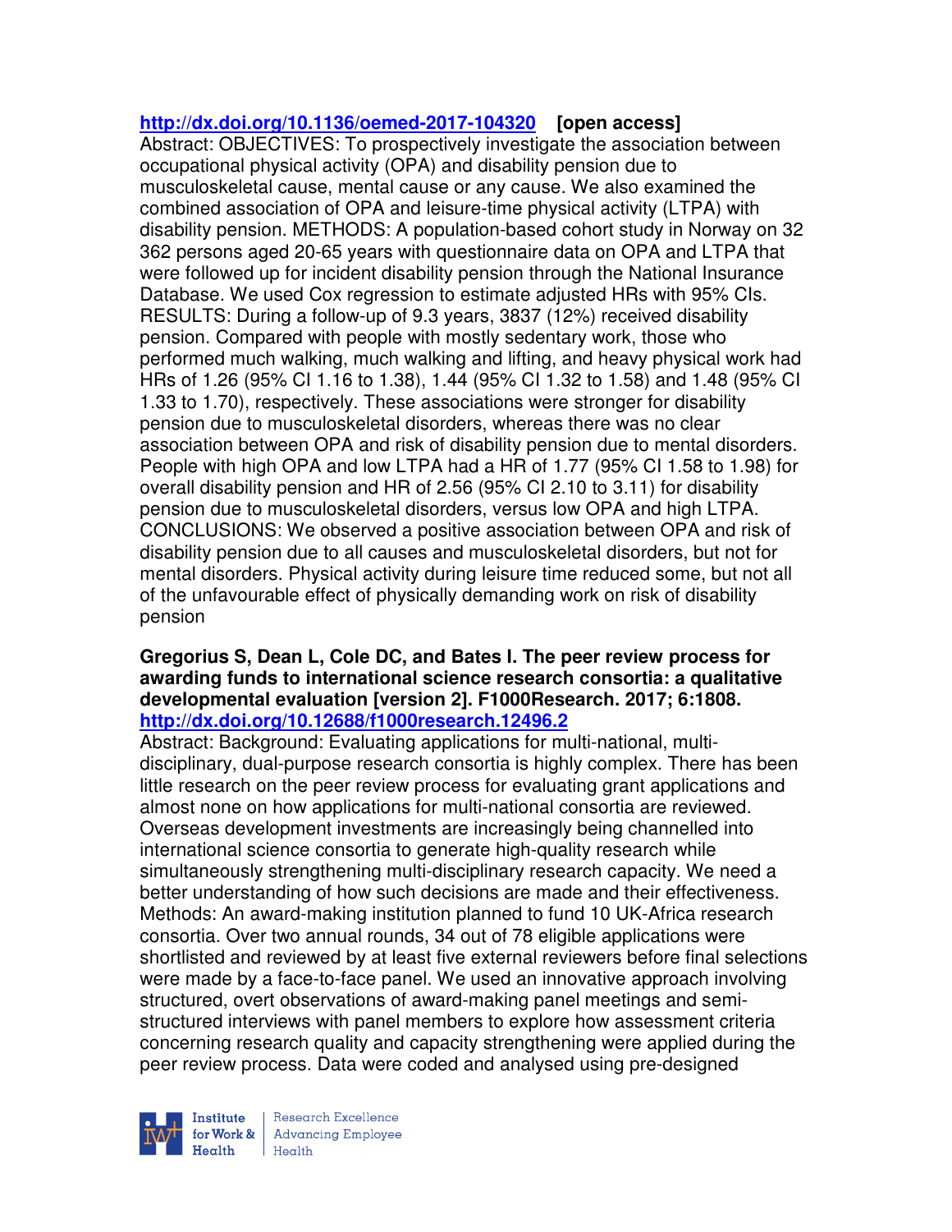**http://dx.doi.org/10.1136/oemed-2017-104320 [open access]**

Abstract: OBJECTIVES: To prospectively investigate the association between occupational physical activity (OPA) and disability pension due to musculoskeletal cause, mental cause or any cause. We also examined the combined association of OPA and leisure-time physical activity (LTPA) with disability pension. METHODS: A population-based cohort study in Norway on 32 362 persons aged 20-65 years with questionnaire data on OPA and LTPA that were followed up for incident disability pension through the National Insurance Database. We used Cox regression to estimate adjusted HRs with 95% CIs. RESULTS: During a follow-up of 9.3 years, 3837 (12%) received disability pension. Compared with people with mostly sedentary work, those who performed much walking, much walking and lifting, and heavy physical work had HRs of 1.26 (95% CI 1.16 to 1.38), 1.44 (95% CI 1.32 to 1.58) and 1.48 (95% CI 1.33 to 1.70), respectively. These associations were stronger for disability pension due to musculoskeletal disorders, whereas there was no clear association between OPA and risk of disability pension due to mental disorders. People with high OPA and low LTPA had a HR of 1.77 (95% CI 1.58 to 1.98) for overall disability pension and HR of 2.56 (95% CI 2.10 to 3.11) for disability pension due to musculoskeletal disorders, versus low OPA and high LTPA. CONCLUSIONS: We observed a positive association between OPA and risk of disability pension due to all causes and musculoskeletal disorders, but not for mental disorders. Physical activity during leisure time reduced some, but not all of the unfavourable effect of physically demanding work on risk of disability pension

**Gregorius S, Dean L, Cole DC, and Bates I. The peer review process for awarding funds to international science research consortia: a qualitative developmental evaluation [version 2]. F1000Research. 2017; 6:1808. http://dx.doi.org/10.12688/f1000research.12496.2**

Abstract: Background: Evaluating applications for multi-national, multi-disciplinary, dual-purpose research consortia is highly complex. There has been little research on the peer review process for evaluating grant applications and almost none on how applications for multi-national consortia are reviewed. Overseas development investments are increasingly being channelled into international science consortia to generate high-quality research while simultaneously strengthening multi-disciplinary research capacity. We need a better understanding of how such decisions are made and their effectiveness. Methods: An award-making institution planned to fund 10 UK-Africa research consortia. Over two annual rounds, 34 out of 78 eligible applications were shortlisted and reviewed by at least five external reviewers before final selections were made by a face-to-face panel. We used an innovative approach involving structured, overt observations of award-making panel meetings and semi-structured interviews with panel members to explore how assessment criteria concerning research quality and capacity strengthening were applied during the peer review process. Data were coded and analysed using pre-designed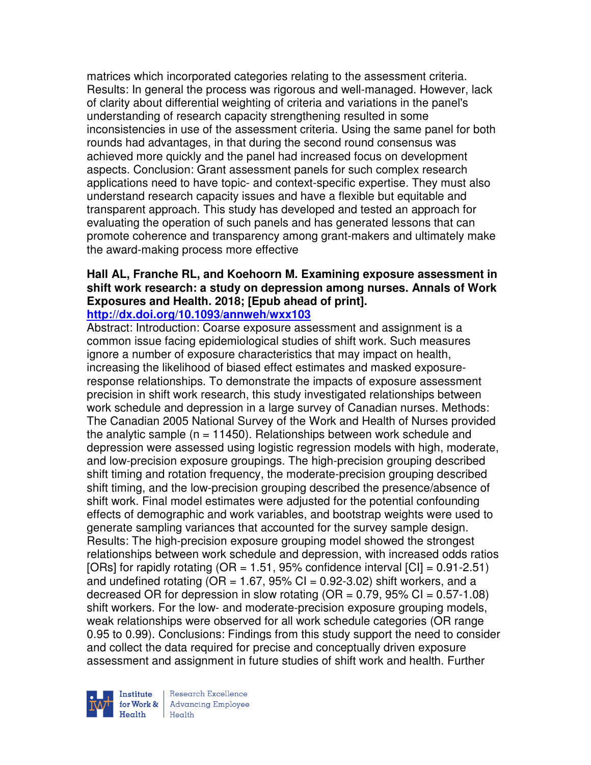matrices which incorporated categories relating to the assessment criteria. Results: In general the process was rigorous and well-managed. However, lack of clarity about differential weighting of criteria and variations in the panel's understanding of research capacity strengthening resulted in some inconsistencies in use of the assessment criteria. Using the same panel for both rounds had advantages, in that during the second round consensus was achieved more quickly and the panel had increased focus on development aspects. Conclusion: Grant assessment panels for such complex research applications need to have topic- and context-specific expertise. They must also understand research capacity issues and have a flexible but equitable and transparent approach. This study has developed and tested an approach for evaluating the operation of such panels and has generated lessons that can promote coherence and transparency among grant-makers and ultimately make the award-making process more effective

**Hall AL, Franche RL, and Koehoorn M. Examining exposure assessment in shift work research: a study on depression among nurses. Annals of Work Exposures and Health. 2018; [Epub ahead of print].**
**http://dx.doi.org/10.1093/annweh/wxx103**

Abstract: Introduction: Coarse exposure assessment and assignment is a common issue facing epidemiological studies of shift work. Such measures ignore a number of exposure characteristics that may impact on health, increasing the likelihood of biased effect estimates and masked exposure-response relationships. To demonstrate the impacts of exposure assessment precision in shift work research, this study investigated relationships between work schedule and depression in a large survey of Canadian nurses. Methods: The Canadian 2005 National Survey of the Work and Health of Nurses provided the analytic sample (n = 11450). Relationships between work schedule and depression were assessed using logistic regression models with high, moderate, and low-precision exposure groupings. The high-precision grouping described shift timing and rotation frequency, the moderate-precision grouping described shift timing, and the low-precision grouping described the presence/absence of shift work. Final model estimates were adjusted for the potential confounding effects of demographic and work variables, and bootstrap weights were used to generate sampling variances that accounted for the survey sample design. Results: The high-precision exposure grouping model showed the strongest relationships between work schedule and depression, with increased odds ratios [ORs] for rapidly rotating (OR = 1.51, 95% confidence interval [CI] = 0.91-2.51) and undefined rotating (OR = 1.67, 95% CI = 0.92-3.02) shift workers, and a decreased OR for depression in slow rotating (OR = 0.79, 95% CI = 0.57-1.08) shift workers. For the low- and moderate-precision exposure grouping models, weak relationships were observed for all work schedule categories (OR range 0.95 to 0.99). Conclusions: Findings from this study support the need to consider and collect the data required for precise and conceptually driven exposure assessment and assignment in future studies of shift work and health. Further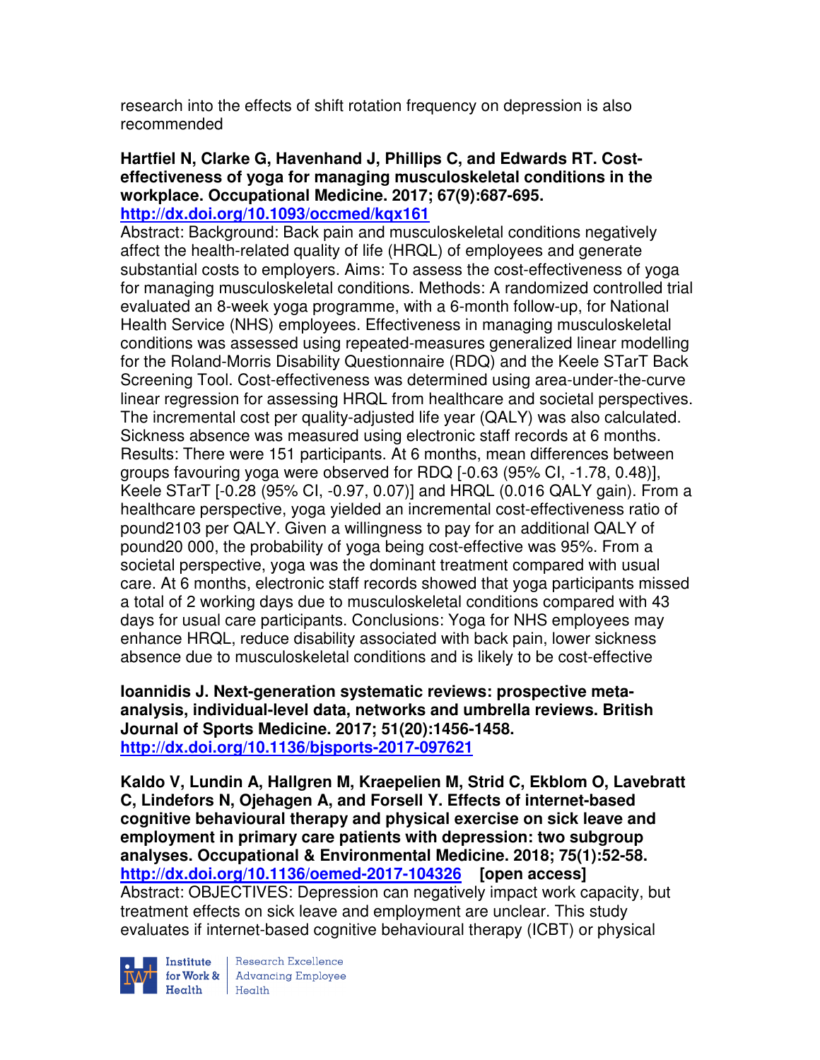research into the effects of shift rotation frequency on depression is also recommended

**Hartfiel N, Clarke G, Havenhand J, Phillips C, and Edwards RT. Cost-effectiveness of yoga for managing musculoskeletal conditions in the workplace. Occupational Medicine. 2017; 67(9):687-695.**
**http://dx.doi.org/10.1093/occmed/kqx161**
Abstract: Background: Back pain and musculoskeletal conditions negatively affect the health-related quality of life (HRQL) of employees and generate substantial costs to employers. Aims: To assess the cost-effectiveness of yoga for managing musculoskeletal conditions. Methods: A randomized controlled trial evaluated an 8-week yoga programme, with a 6-month follow-up, for National Health Service (NHS) employees. Effectiveness in managing musculoskeletal conditions was assessed using repeated-measures generalized linear modelling for the Roland-Morris Disability Questionnaire (RDQ) and the Keele STarT Back Screening Tool. Cost-effectiveness was determined using area-under-the-curve linear regression for assessing HRQL from healthcare and societal perspectives. The incremental cost per quality-adjusted life year (QALY) was also calculated. Sickness absence was measured using electronic staff records at 6 months. Results: There were 151 participants. At 6 months, mean differences between groups favouring yoga were observed for RDQ [-0.63 (95% CI, -1.78, 0.48)], Keele STarT [-0.28 (95% CI, -0.97, 0.07)] and HRQL (0.016 QALY gain). From a healthcare perspective, yoga yielded an incremental cost-effectiveness ratio of pound2103 per QALY. Given a willingness to pay for an additional QALY of pound20 000, the probability of yoga being cost-effective was 95%. From a societal perspective, yoga was the dominant treatment compared with usual care. At 6 months, electronic staff records showed that yoga participants missed a total of 2 working days due to musculoskeletal conditions compared with 43 days for usual care participants. Conclusions: Yoga for NHS employees may enhance HRQL, reduce disability associated with back pain, lower sickness absence due to musculoskeletal conditions and is likely to be cost-effective

**Ioannidis J. Next-generation systematic reviews: prospective meta-analysis, individual-level data, networks and umbrella reviews. British Journal of Sports Medicine. 2017; 51(20):1456-1458.**
**http://dx.doi.org/10.1136/bjsports-2017-097621**

**Kaldo V, Lundin A, Hallgren M, Kraepelien M, Strid C, Ekblom O, Lavebratt C, Lindefors N, Ojehagen A, and Forsell Y. Effects of internet-based cognitive behavioural therapy and physical exercise on sick leave and employment in primary care patients with depression: two subgroup analyses. Occupational & Environmental Medicine. 2018; 75(1):52-58.**
**http://dx.doi.org/10.1136/oemed-2017-104326 [open access]**
Abstract: OBJECTIVES: Depression can negatively impact work capacity, but treatment effects on sick leave and employment are unclear. This study evaluates if internet-based cognitive behavioural therapy (ICBT) or physical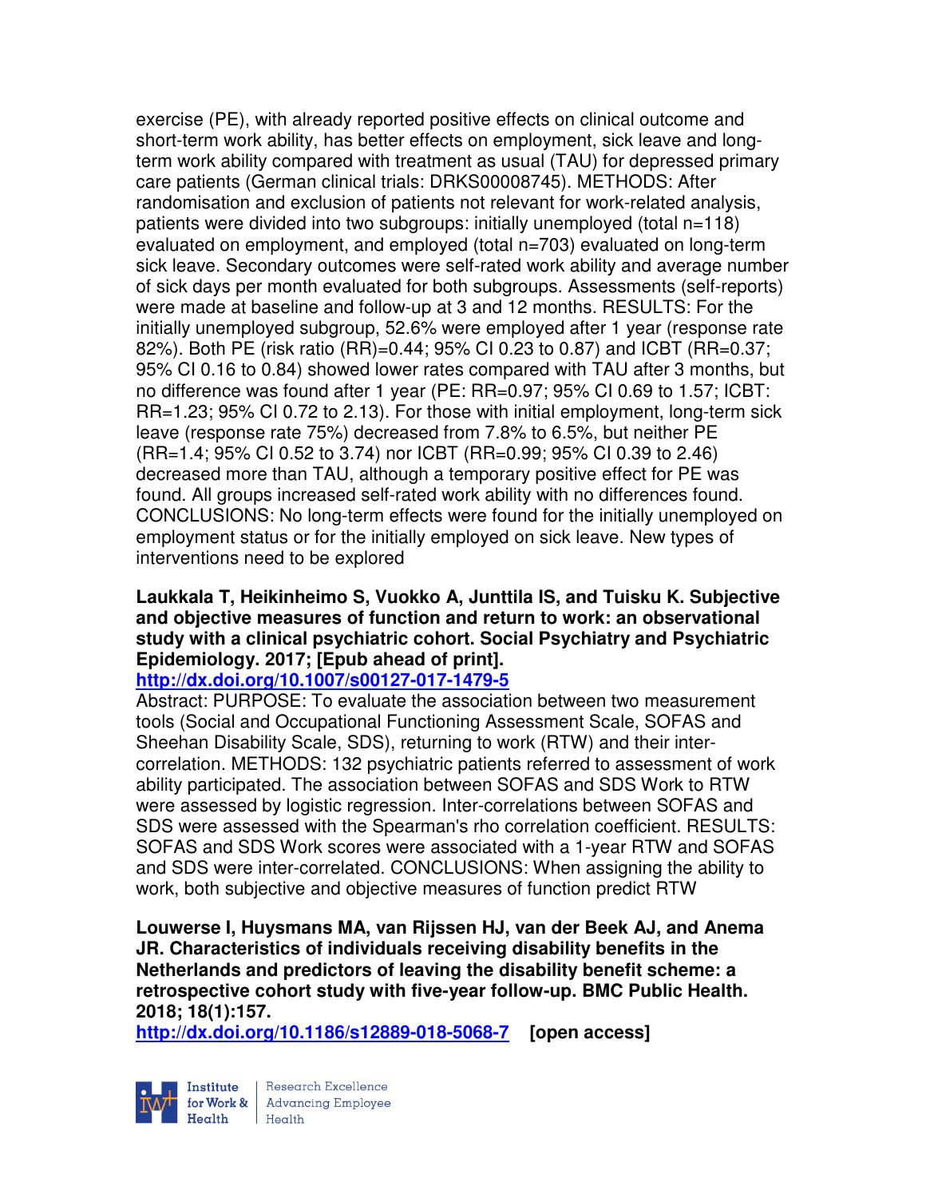exercise (PE), with already reported positive effects on clinical outcome and short-term work ability, has better effects on employment, sick leave and long-term work ability compared with treatment as usual (TAU) for depressed primary care patients (German clinical trials: DRKS00008745). METHODS: After randomisation and exclusion of patients not relevant for work-related analysis, patients were divided into two subgroups: initially unemployed (total n=118) evaluated on employment, and employed (total n=703) evaluated on long-term sick leave. Secondary outcomes were self-rated work ability and average number of sick days per month evaluated for both subgroups. Assessments (self-reports) were made at baseline and follow-up at 3 and 12 months. RESULTS: For the initially unemployed subgroup, 52.6% were employed after 1 year (response rate 82%). Both PE (risk ratio (RR)=0.44; 95% CI 0.23 to 0.87) and ICBT (RR=0.37; 95% CI 0.16 to 0.84) showed lower rates compared with TAU after 3 months, but no difference was found after 1 year (PE: RR=0.97; 95% CI 0.69 to 1.57; ICBT: RR=1.23; 95% CI 0.72 to 2.13). For those with initial employment, long-term sick leave (response rate 75%) decreased from 7.8% to 6.5%, but neither PE (RR=1.4; 95% CI 0.52 to 3.74) nor ICBT (RR=0.99; 95% CI 0.39 to 2.46) decreased more than TAU, although a temporary positive effect for PE was found. All groups increased self-rated work ability with no differences found. CONCLUSIONS: No long-term effects were found for the initially unemployed on employment status or for the initially employed on sick leave. New types of interventions need to be explored

**Laukkala T, Heikinheimo S, Vuokko A, Junttila IS, and Tuisku K. Subjective and objective measures of function and return to work: an observational study with a clinical psychiatric cohort. Social Psychiatry and Psychiatric Epidemiology. 2017; [Epub ahead of print].**
**http://dx.doi.org/10.1007/s00127-017-1479-5**

Abstract: PURPOSE: To evaluate the association between two measurement tools (Social and Occupational Functioning Assessment Scale, SOFAS and Sheehan Disability Scale, SDS), returning to work (RTW) and their inter-correlation. METHODS: 132 psychiatric patients referred to assessment of work ability participated. The association between SOFAS and SDS Work to RTW were assessed by logistic regression. Inter-correlations between SOFAS and SDS were assessed with the Spearman's rho correlation coefficient. RESULTS: SOFAS and SDS Work scores were associated with a 1-year RTW and SOFAS and SDS were inter-correlated. CONCLUSIONS: When assigning the ability to work, both subjective and objective measures of function predict RTW

**Louwerse I, Huysmans MA, van Rijssen HJ, van der Beek AJ, and Anema JR. Characteristics of individuals receiving disability benefits in the Netherlands and predictors of leaving the disability benefit scheme: a retrospective cohort study with five-year follow-up. BMC Public Health. 2018; 18(1):157.**
**http://dx.doi.org/10.1186/s12889-018-5068-7** **[open access]**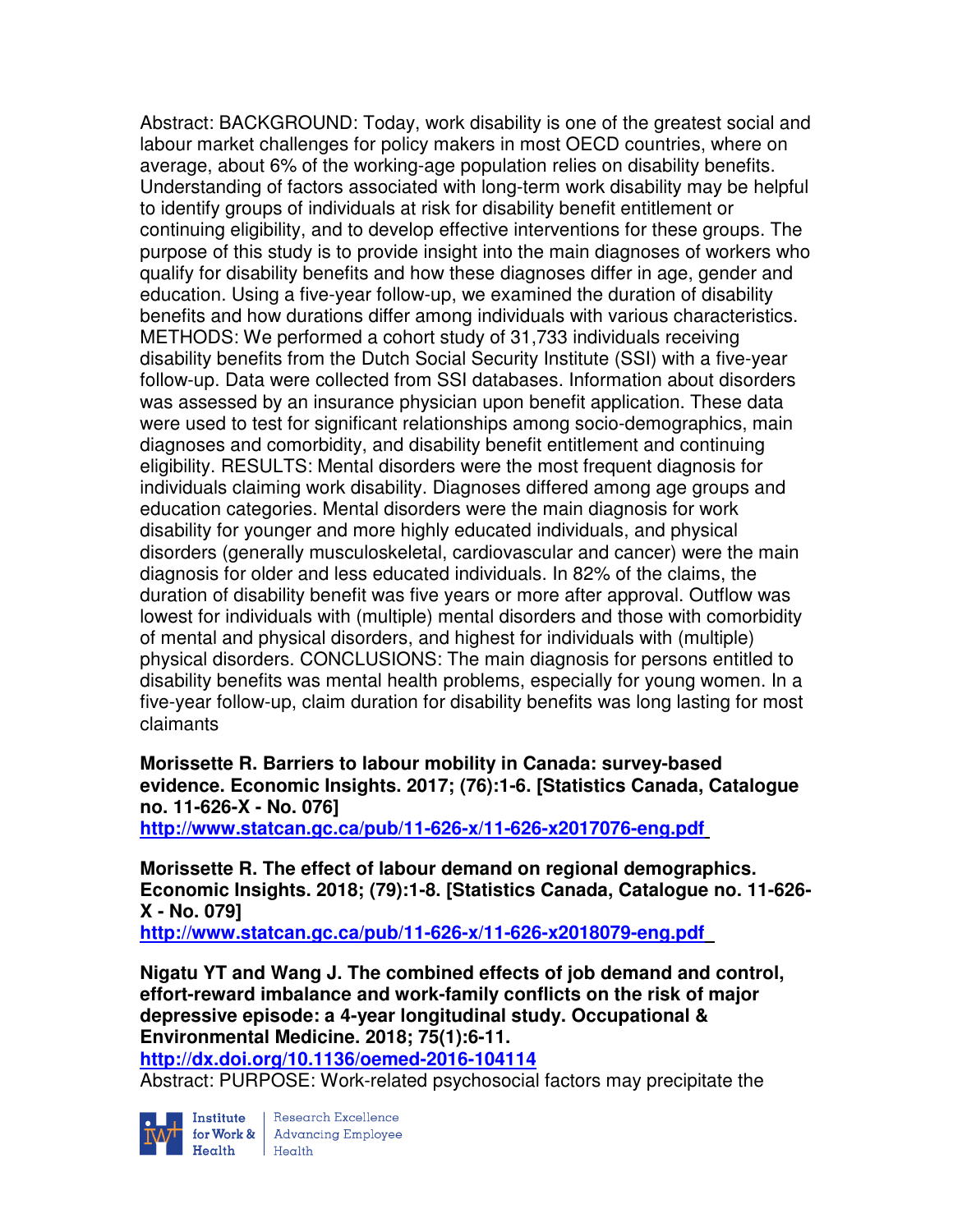Abstract: BACKGROUND: Today, work disability is one of the greatest social and labour market challenges for policy makers in most OECD countries, where on average, about 6% of the working-age population relies on disability benefits. Understanding of factors associated with long-term work disability may be helpful to identify groups of individuals at risk for disability benefit entitlement or continuing eligibility, and to develop effective interventions for these groups. The purpose of this study is to provide insight into the main diagnoses of workers who qualify for disability benefits and how these diagnoses differ in age, gender and education. Using a five-year follow-up, we examined the duration of disability benefits and how durations differ among individuals with various characteristics. METHODS: We performed a cohort study of 31,733 individuals receiving disability benefits from the Dutch Social Security Institute (SSI) with a five-year follow-up. Data were collected from SSI databases. Information about disorders was assessed by an insurance physician upon benefit application. These data were used to test for significant relationships among socio-demographics, main diagnoses and comorbidity, and disability benefit entitlement and continuing eligibility. RESULTS: Mental disorders were the most frequent diagnosis for individuals claiming work disability. Diagnoses differed among age groups and education categories. Mental disorders were the main diagnosis for work disability for younger and more highly educated individuals, and physical disorders (generally musculoskeletal, cardiovascular and cancer) were the main diagnosis for older and less educated individuals. In 82% of the claims, the duration of disability benefit was five years or more after approval. Outflow was lowest for individuals with (multiple) mental disorders and those with comorbidity of mental and physical disorders, and highest for individuals with (multiple) physical disorders. CONCLUSIONS: The main diagnosis for persons entitled to disability benefits was mental health problems, especially for young women. In a five-year follow-up, claim duration for disability benefits was long lasting for most claimants

**Morissette R. Barriers to labour mobility in Canada: survey-based evidence. Economic Insights. 2017; (76):1-6. [Statistics Canada, Catalogue no. 11-626-X - No. 076]**
**http://www.statcan.gc.ca/pub/11-626-x/11-626-x2017076-eng.pdf**

**Morissette R. The effect of labour demand on regional demographics. Economic Insights. 2018; (79):1-8. [Statistics Canada, Catalogue no. 11-626-X - No. 079]**
**http://www.statcan.gc.ca/pub/11-626-x/11-626-x2018079-eng.pdf**

**Nigatu YT and Wang J. The combined effects of job demand and control, effort-reward imbalance and work-family conflicts on the risk of major depressive episode: a 4-year longitudinal study. Occupational & Environmental Medicine. 2018; 75(1):6-11.**
**http://dx.doi.org/10.1136/oemed-2016-104114**
Abstract: PURPOSE: Work-related psychosocial factors may precipitate the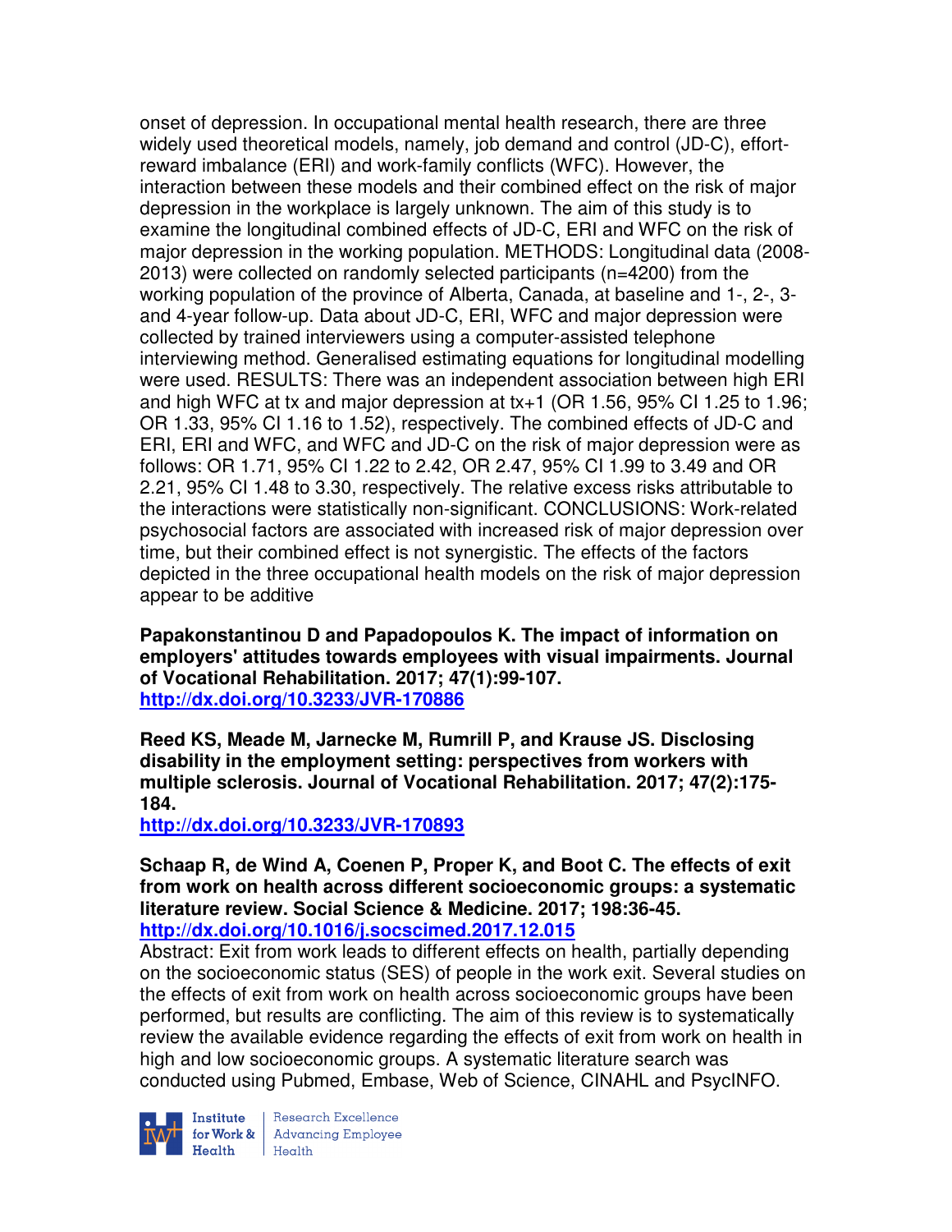onset of depression. In occupational mental health research, there are three widely used theoretical models, namely, job demand and control (JD-C), effort-reward imbalance (ERI) and work-family conflicts (WFC). However, the interaction between these models and their combined effect on the risk of major depression in the workplace is largely unknown. The aim of this study is to examine the longitudinal combined effects of JD-C, ERI and WFC on the risk of major depression in the working population. METHODS: Longitudinal data (2008-2013) were collected on randomly selected participants (n=4200) from the working population of the province of Alberta, Canada, at baseline and 1-, 2-, 3- and 4-year follow-up. Data about JD-C, ERI, WFC and major depression were collected by trained interviewers using a computer-assisted telephone interviewing method. Generalised estimating equations for longitudinal modelling were used. RESULTS: There was an independent association between high ERI and high WFC at tx and major depression at tx+1 (OR 1.56, 95% CI 1.25 to 1.96; OR 1.33, 95% CI 1.16 to 1.52), respectively. The combined effects of JD-C and ERI, ERI and WFC, and WFC and JD-C on the risk of major depression were as follows: OR 1.71, 95% CI 1.22 to 2.42, OR 2.47, 95% CI 1.99 to 3.49 and OR 2.21, 95% CI 1.48 to 3.30, respectively. The relative excess risks attributable to the interactions were statistically non-significant. CONCLUSIONS: Work-related psychosocial factors are associated with increased risk of major depression over time, but their combined effect is not synergistic. The effects of the factors depicted in the three occupational health models on the risk of major depression appear to be additive

**Papakonstantinou D and Papadopoulos K. The impact of information on employers' attitudes towards employees with visual impairments. Journal of Vocational Rehabilitation. 2017; 47(1):99-107.**
**http://dx.doi.org/10.3233/JVR-170886**

**Reed KS, Meade M, Jarnecke M, Rumrill P, and Krause JS. Disclosing disability in the employment setting: perspectives from workers with multiple sclerosis. Journal of Vocational Rehabilitation. 2017; 47(2):175-184.**
**http://dx.doi.org/10.3233/JVR-170893**

**Schaap R, de Wind A, Coenen P, Proper K, and Boot C. The effects of exit from work on health across different socioeconomic groups: a systematic literature review. Social Science & Medicine. 2017; 198:36-45.**
**http://dx.doi.org/10.1016/j.socscimed.2017.12.015**
Abstract: Exit from work leads to different effects on health, partially depending on the socioeconomic status (SES) of people in the work exit. Several studies on the effects of exit from work on health across socioeconomic groups have been performed, but results are conflicting. The aim of this review is to systematically review the available evidence regarding the effects of exit from work on health in high and low socioeconomic groups. A systematic literature search was conducted using Pubmed, Embase, Web of Science, CINAHL and PsycINFO.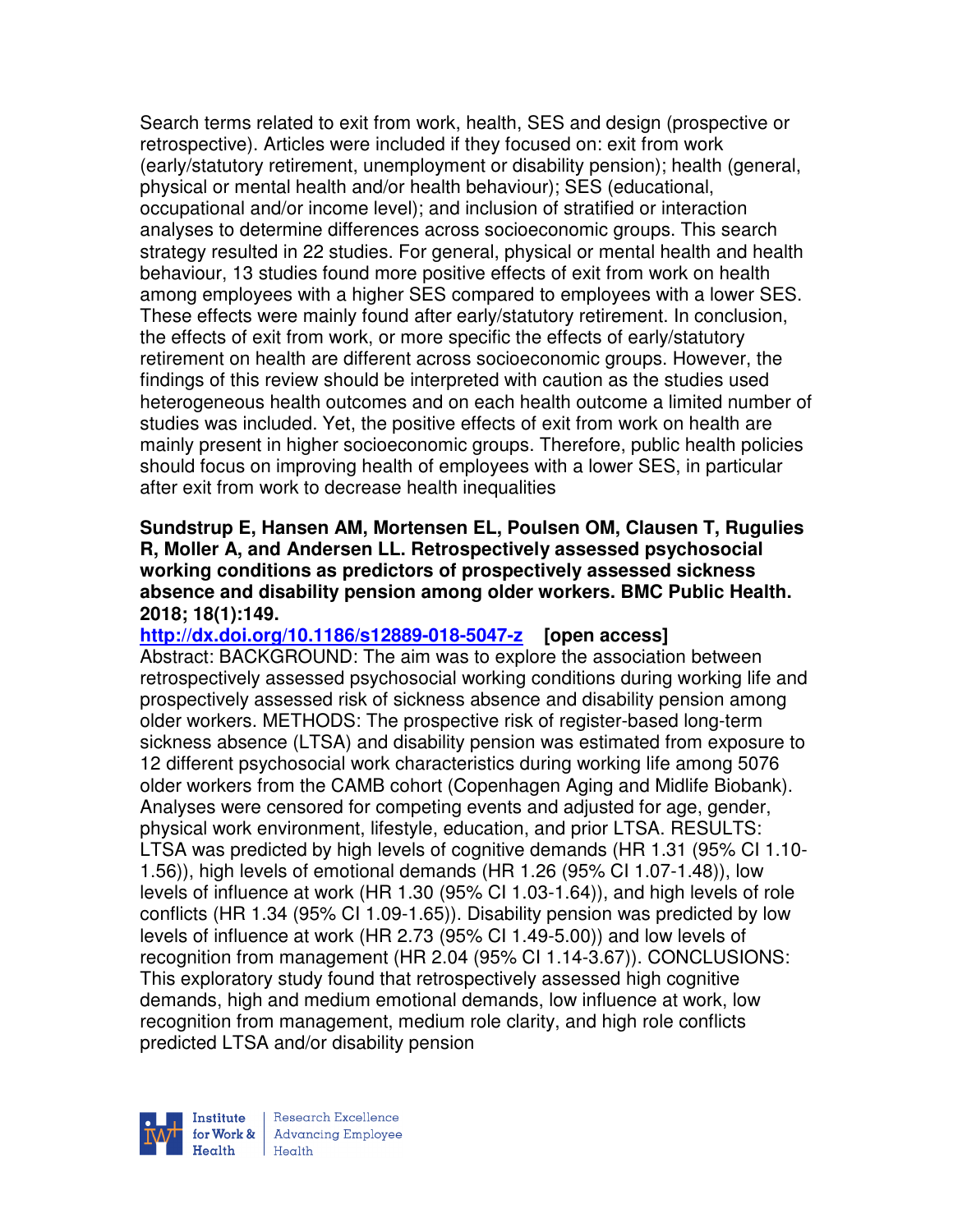Search terms related to exit from work, health, SES and design (prospective or retrospective). Articles were included if they focused on: exit from work (early/statutory retirement, unemployment or disability pension); health (general, physical or mental health and/or health behaviour); SES (educational, occupational and/or income level); and inclusion of stratified or interaction analyses to determine differences across socioeconomic groups. This search strategy resulted in 22 studies. For general, physical or mental health and health behaviour, 13 studies found more positive effects of exit from work on health among employees with a higher SES compared to employees with a lower SES. These effects were mainly found after early/statutory retirement. In conclusion, the effects of exit from work, or more specific the effects of early/statutory retirement on health are different across socioeconomic groups. However, the findings of this review should be interpreted with caution as the studies used heterogeneous health outcomes and on each health outcome a limited number of studies was included. Yet, the positive effects of exit from work on health are mainly present in higher socioeconomic groups. Therefore, public health policies should focus on improving health of employees with a lower SES, in particular after exit from work to decrease health inequalities

**Sundstrup E, Hansen AM, Mortensen EL, Poulsen OM, Clausen T, Rugulies R, Moller A, and Andersen LL. Retrospectively assessed psychosocial working conditions as predictors of prospectively assessed sickness absence and disability pension among older workers. BMC Public Health. 2018; 18(1):149.**

**http://dx.doi.org/10.1186/s12889-018-5047-z [open access]**

Abstract: BACKGROUND: The aim was to explore the association between retrospectively assessed psychosocial working conditions during working life and prospectively assessed risk of sickness absence and disability pension among older workers. METHODS: The prospective risk of register-based long-term sickness absence (LTSA) and disability pension was estimated from exposure to 12 different psychosocial work characteristics during working life among 5076 older workers from the CAMB cohort (Copenhagen Aging and Midlife Biobank). Analyses were censored for competing events and adjusted for age, gender, physical work environment, lifestyle, education, and prior LTSA. RESULTS: LTSA was predicted by high levels of cognitive demands (HR 1.31 (95% CI 1.10-1.56)), high levels of emotional demands (HR 1.26 (95% CI 1.07-1.48)), low levels of influence at work (HR 1.30 (95% CI 1.03-1.64)), and high levels of role conflicts (HR 1.34 (95% CI 1.09-1.65)). Disability pension was predicted by low levels of influence at work (HR 2.73 (95% CI 1.49-5.00)) and low levels of recognition from management (HR 2.04 (95% CI 1.14-3.67)). CONCLUSIONS: This exploratory study found that retrospectively assessed high cognitive demands, high and medium emotional demands, low influence at work, low recognition from management, medium role clarity, and high role conflicts predicted LTSA and/or disability pension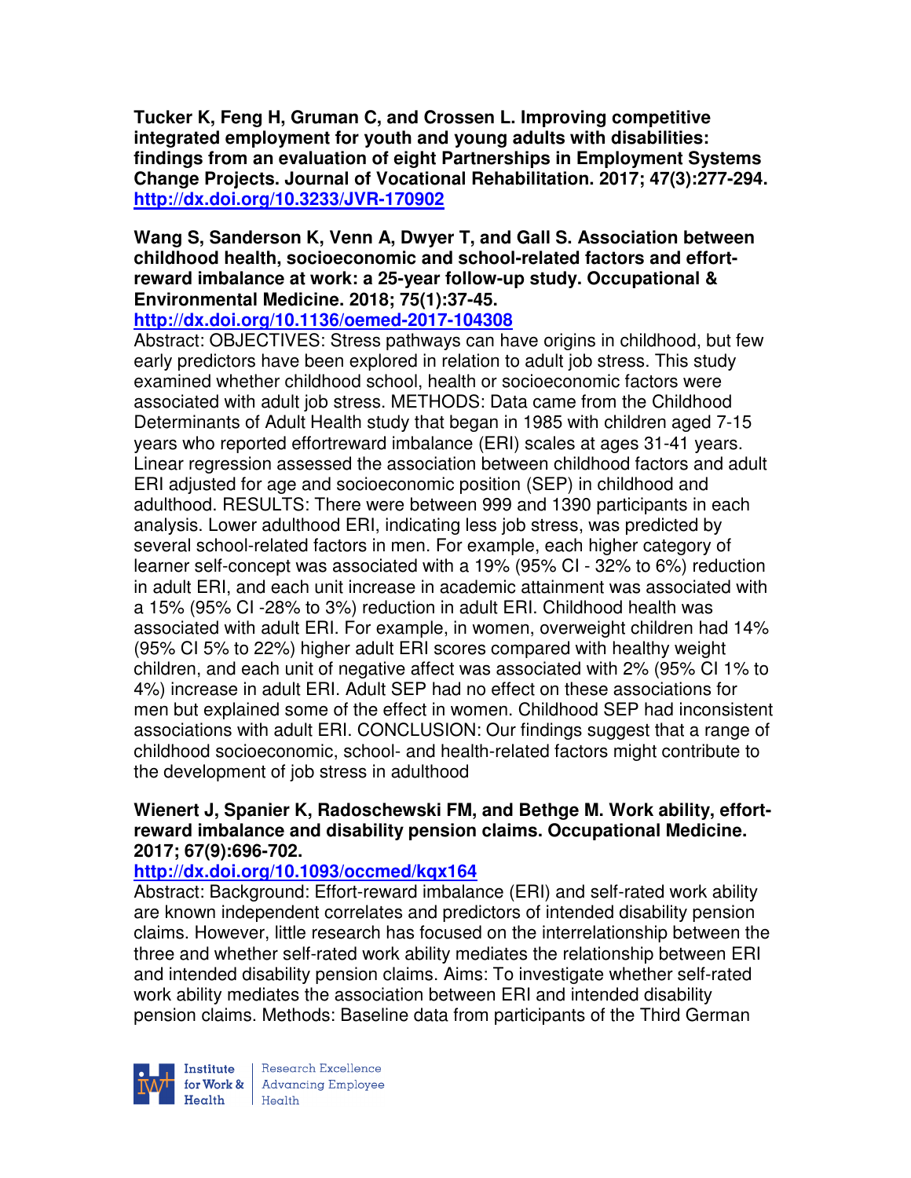**Tucker K, Feng H, Gruman C, and Crossen L. Improving competitive integrated employment for youth and young adults with disabilities: findings from an evaluation of eight Partnerships in Employment Systems Change Projects. Journal of Vocational Rehabilitation. 2017; 47(3):277-294. http://dx.doi.org/10.3233/JVR-170902**

**Wang S, Sanderson K, Venn A, Dwyer T, and Gall S. Association between childhood health, socioeconomic and school-related factors and effort-reward imbalance at work: a 25-year follow-up study. Occupational & Environmental Medicine. 2018; 75(1):37-45. http://dx.doi.org/10.1136/oemed-2017-104308**

Abstract: OBJECTIVES: Stress pathways can have origins in childhood, but few early predictors have been explored in relation to adult job stress. This study examined whether childhood school, health or socioeconomic factors were associated with adult job stress. METHODS: Data came from the Childhood Determinants of Adult Health study that began in 1985 with children aged 7-15 years who reported effortreward imbalance (ERI) scales at ages 31-41 years. Linear regression assessed the association between childhood factors and adult ERI adjusted for age and socioeconomic position (SEP) in childhood and adulthood. RESULTS: There were between 999 and 1390 participants in each analysis. Lower adulthood ERI, indicating less job stress, was predicted by several school-related factors in men. For example, each higher category of learner self-concept was associated with a 19% (95% CI - 32% to 6%) reduction in adult ERI, and each unit increase in academic attainment was associated with a 15% (95% CI -28% to 3%) reduction in adult ERI. Childhood health was associated with adult ERI. For example, in women, overweight children had 14% (95% CI 5% to 22%) higher adult ERI scores compared with healthy weight children, and each unit of negative affect was associated with 2% (95% CI 1% to 4%) increase in adult ERI. Adult SEP had no effect on these associations for men but explained some of the effect in women. Childhood SEP had inconsistent associations with adult ERI. CONCLUSION: Our findings suggest that a range of childhood socioeconomic, school- and health-related factors might contribute to the development of job stress in adulthood

**Wienert J, Spanier K, Radoschewski FM, and Bethge M. Work ability, effort-reward imbalance and disability pension claims. Occupational Medicine. 2017; 67(9):696-702. http://dx.doi.org/10.1093/occmed/kqx164**

Abstract: Background: Effort-reward imbalance (ERI) and self-rated work ability are known independent correlates and predictors of intended disability pension claims. However, little research has focused on the interrelationship between the three and whether self-rated work ability mediates the relationship between ERI and intended disability pension claims. Aims: To investigate whether self-rated work ability mediates the association between ERI and intended disability pension claims. Methods: Baseline data from participants of the Third German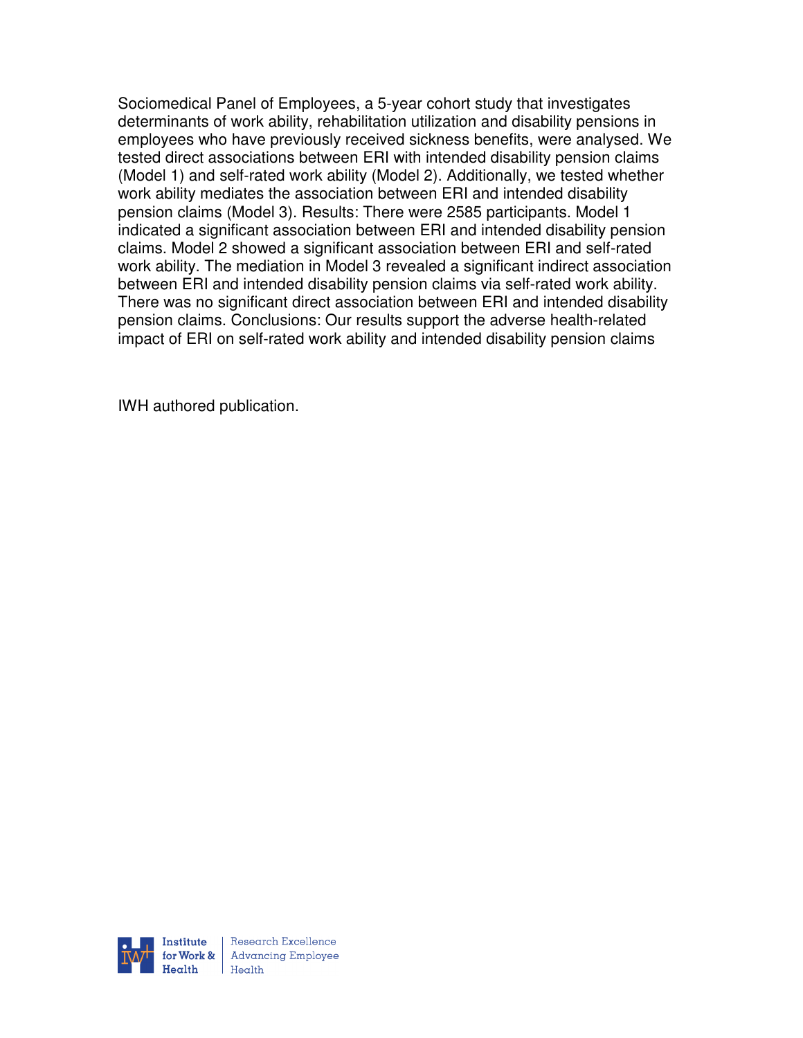Sociomedical Panel of Employees, a 5-year cohort study that investigates determinants of work ability, rehabilitation utilization and disability pensions in employees who have previously received sickness benefits, were analysed. We tested direct associations between ERI with intended disability pension claims (Model 1) and self-rated work ability (Model 2). Additionally, we tested whether work ability mediates the association between ERI and intended disability pension claims (Model 3). Results: There were 2585 participants. Model 1 indicated a significant association between ERI and intended disability pension claims. Model 2 showed a significant association between ERI and self-rated work ability. The mediation in Model 3 revealed a significant indirect association between ERI and intended disability pension claims via self-rated work ability. There was no significant direct association between ERI and intended disability pension claims. Conclusions: Our results support the adverse health-related impact of ERI on self-rated work ability and intended disability pension claims

IWH authored publication.